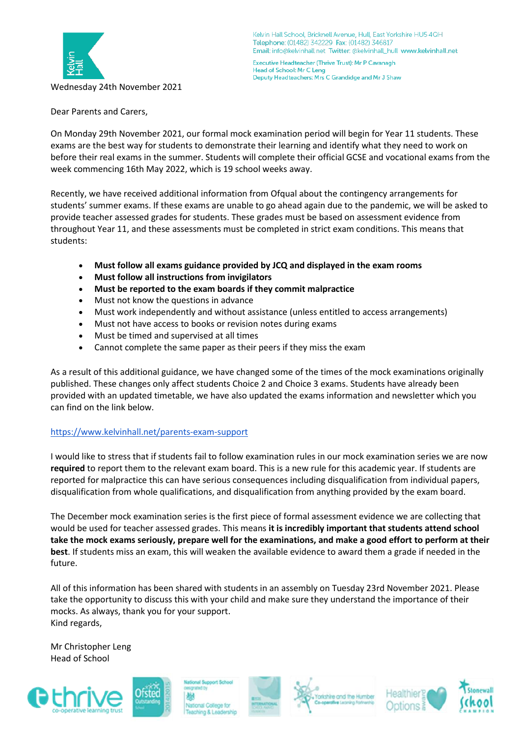Kelvin Hall School, Bricknell Avenue, Hull, East Yorkshire HU5 4QH
Telephone: (01482) 342229 Fax: (01482) 346817
Email: info@kelvinhall.net Twitter: @kelvinhall_hull www.kelvinhall.net

Executive Headteacher (Thrive Trust): Mr P Cavanagh
Head of School: Mr C Leng
Deputy Headteachers: Mrs C Grandidge and Mr J Shaw

Wednesday 24th November 2021

Dear Parents and Carers,

On Monday 29th November 2021, our formal mock examination period will begin for Year 11 students. These exams are the best way for students to demonstrate their learning and identify what they need to work on before their real exams in the summer. Students will complete their official GCSE and vocational exams from the week commencing 16th May 2022, which is 19 school weeks away.

Recently, we have received additional information from Ofqual about the contingency arrangements for students' summer exams. If these exams are unable to go ahead again due to the pandemic, we will be asked to provide teacher assessed grades for students. These grades must be based on assessment evidence from throughout Year 11, and these assessments must be completed in strict exam conditions. This means that students:

- **Must follow all exams guidance provided by JCQ and displayed in the exam rooms**
- **Must follow all instructions from invigilators**
- **Must be reported to the exam boards if they commit malpractice**
- Must not know the questions in advance
- Must work independently and without assistance (unless entitled to access arrangements)
- Must not have access to books or revision notes during exams
- Must be timed and supervised at all times
- Cannot complete the same paper as their peers if they miss the exam

As a result of this additional guidance, we have changed some of the times of the mock examinations originally published. These changes only affect students Choice 2 and Choice 3 exams. Students have already been provided with an updated timetable, we have also updated the exams information and newsletter which you can find on the link below.

https://www.kelvinhall.net/parents-exam-support

I would like to stress that if students fail to follow examination rules in our mock examination series we are now **required** to report them to the relevant exam board. This is a new rule for this academic year. If students are reported for malpractice this can have serious consequences including disqualification from individual papers, disqualification from whole qualifications, and disqualification from anything provided by the exam board.

The December mock examination series is the first piece of formal assessment evidence we are collecting that would be used for teacher assessed grades. This means **it is incredibly important that students attend school take the mock exams seriously, prepare well for the examinations, and make a good effort to perform at their best**. If students miss an exam, this will weaken the available evidence to award them a grade if needed in the future.

All of this information has been shared with students in an assembly on Tuesday 23rd November 2021. Please take the opportunity to discuss this with your child and make sure they understand the importance of their mocks. As always, thank you for your support.
Kind regards,

Mr Christopher Leng
Head of School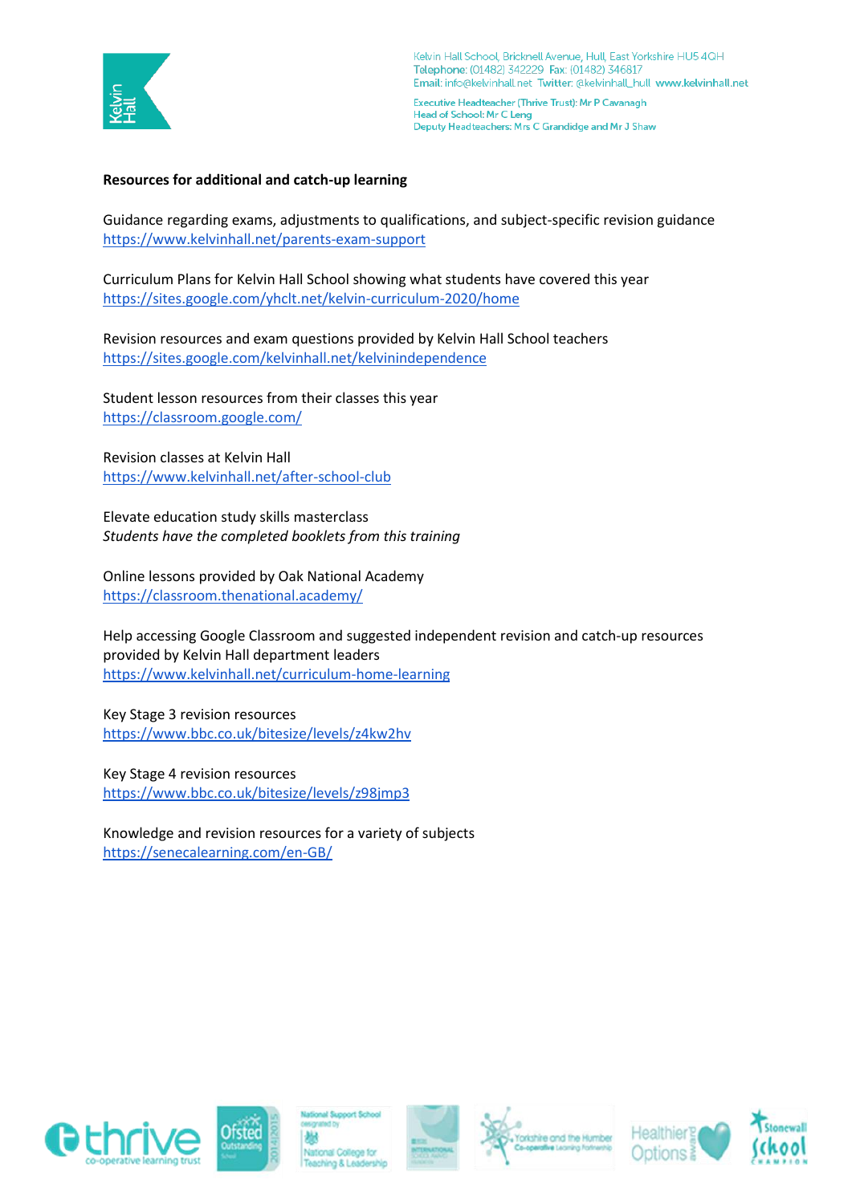Kelvin Hall School, Bricknell Avenue, Hull, East Yorkshire HU5 4QH
Telephone: (01482) 342229 Fax: (01482) 346817
Email: info@kelvinhall.net Twitter: @kelvinhall_hull www.kelvinhall.net

Executive Headteacher (Thrive Trust): Mr P Cavanagh
Head of School: Mr C Leng
Deputy Headteachers: Mrs C Grandidge and Mr J Shaw

**Resources for additional and catch-up learning**

Guidance regarding exams, adjustments to qualifications, and subject-specific revision guidance
https://www.kelvinhall.net/parents-exam-support

Curriculum Plans for Kelvin Hall School showing what students have covered this year
https://sites.google.com/yhclt.net/kelvin-curriculum-2020/home

Revision resources and exam questions provided by Kelvin Hall School teachers
https://sites.google.com/kelvinhall.net/kelvinindependence

Student lesson resources from their classes this year
https://classroom.google.com/

Revision classes at Kelvin Hall
https://www.kelvinhall.net/after-school-club

Elevate education study skills masterclass
*Students have the completed booklets from this training*

Online lessons provided by Oak National Academy
https://classroom.thenational.academy/

Help accessing Google Classroom and suggested independent revision and catch-up resources provided by Kelvin Hall department leaders
https://www.kelvinhall.net/curriculum-home-learning

Key Stage 3 revision resources
https://www.bbc.co.uk/bitesize/levels/z4kw2hv

Key Stage 4 revision resources
https://www.bbc.co.uk/bitesize/levels/z98jmp3

Knowledge and revision resources for a variety of subjects
https://senecalearning.com/en-GB/